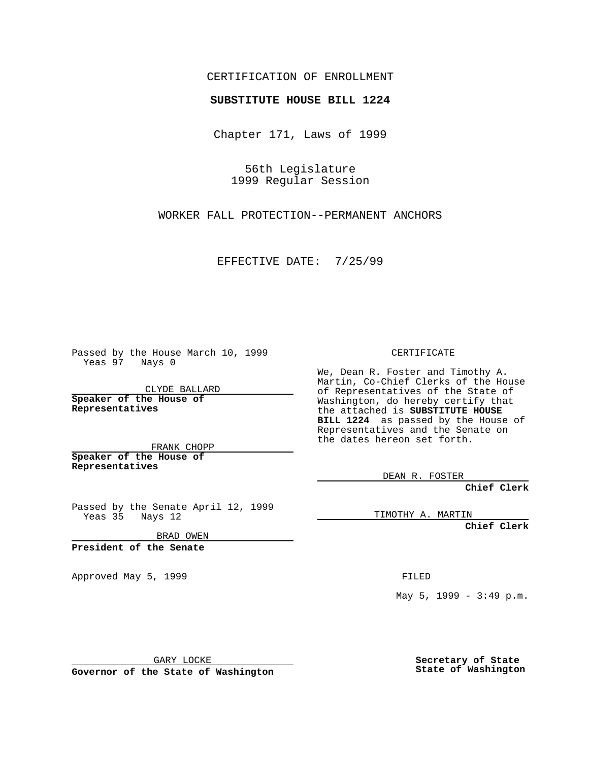CERTIFICATION OF ENROLLMENT

**SUBSTITUTE HOUSE BILL 1224**

Chapter 171, Laws of 1999

56th Legislature
1999 Regular Session

WORKER FALL PROTECTION--PERMANENT ANCHORS

EFFECTIVE DATE: 7/25/99

Passed by the House March 10, 1999
Yeas 97 Nays 0

CLYDE BALLARD

**Speaker of the House of Representatives**

FRANK CHOPP

**Speaker of the House of Representatives**

Passed by the Senate April 12, 1999
Yeas 35 Nays 12

BRAD OWEN

**President of the Senate**

Approved May 5, 1999

GARY LOCKE

**Governor of the State of Washington**

CERTIFICATE

We, Dean R. Foster and Timothy A. Martin, Co-Chief Clerks of the House of Representatives of the State of Washington, do hereby certify that the attached is **SUBSTITUTE HOUSE BILL 1224** as passed by the House of Representatives and the Senate on the dates hereon set forth.

DEAN R. FOSTER

**Chief Clerk**

TIMOTHY A. MARTIN

**Chief Clerk**

FILED

May 5, 1999 - 3:49 p.m.

**Secretary of State State of Washington**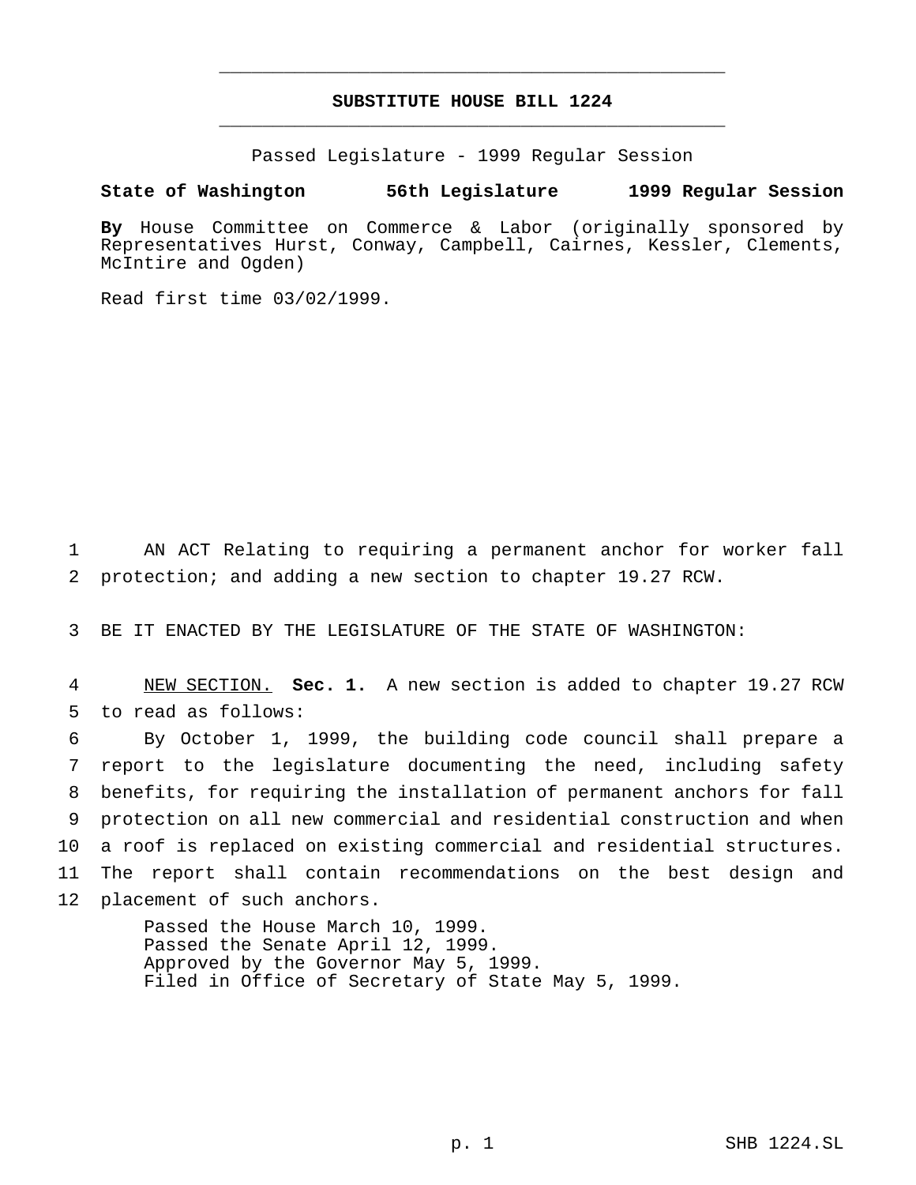# SUBSTITUTE HOUSE BILL 1224

Passed Legislature - 1999 Regular Session

**State of Washington 56th Legislature 1999 Regular Session**

**By** House Committee on Commerce & Labor (originally sponsored by Representatives Hurst, Conway, Campbell, Cairnes, Kessler, Clements, McIntire and Ogden)

Read first time 03/02/1999.

AN ACT Relating to requiring a permanent anchor for worker fall protection; and adding a new section to chapter 19.27 RCW.

BE IT ENACTED BY THE LEGISLATURE OF THE STATE OF WASHINGTON:

NEW SECTION. **Sec. 1.** A new section is added to chapter 19.27 RCW to read as follows:

By October 1, 1999, the building code council shall prepare a report to the legislature documenting the need, including safety benefits, for requiring the installation of permanent anchors for fall protection on all new commercial and residential construction and when a roof is replaced on existing commercial and residential structures. The report shall contain recommendations on the best design and placement of such anchors.

Passed the House March 10, 1999.
Passed the Senate April 12, 1999.
Approved by the Governor May 5, 1999.
Filed in Office of Secretary of State May 5, 1999.